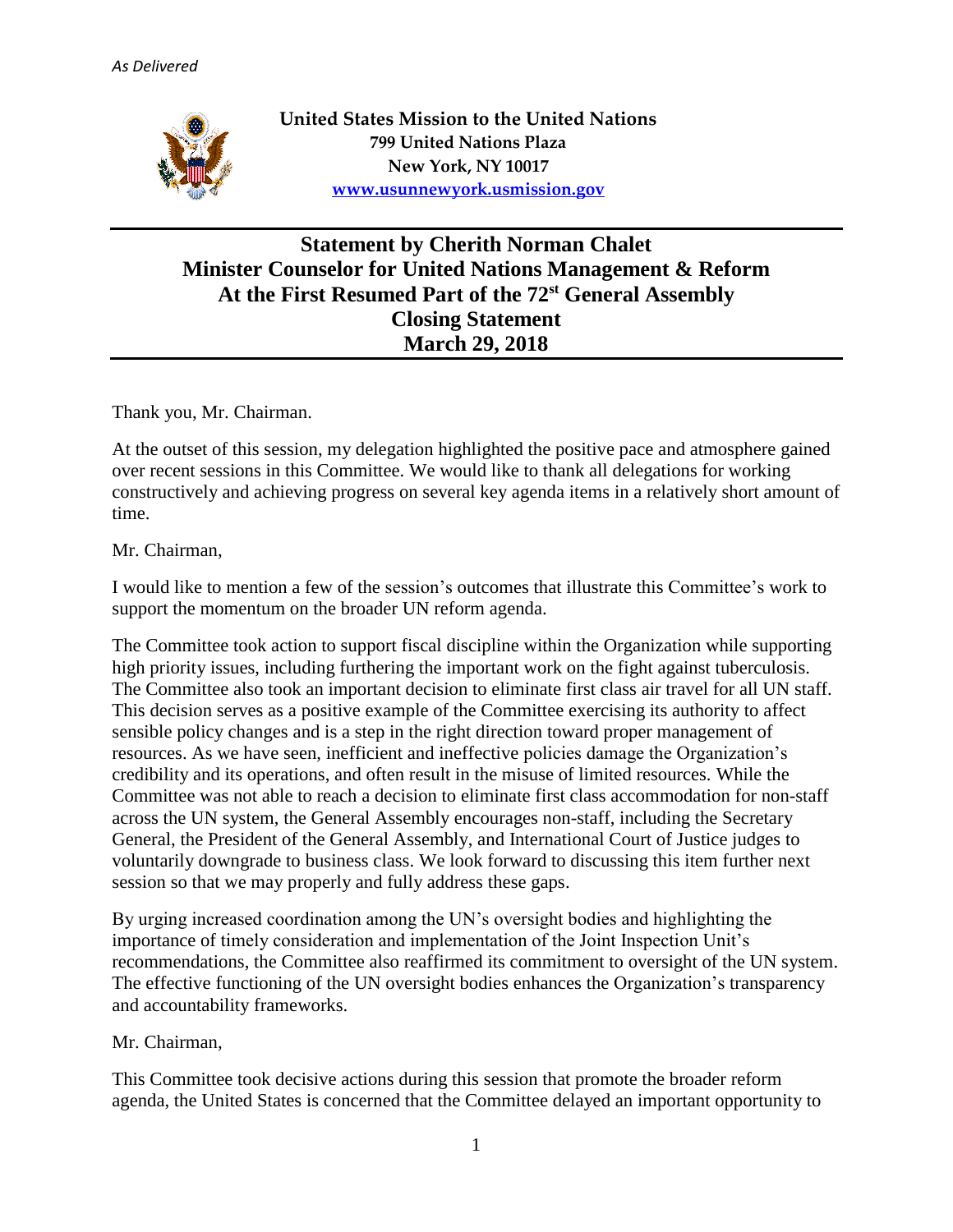*As Delivered*

**United States Mission to the United Nations**
**799 United Nations Plaza**
**New York, NY 10017**
**[www.usunnewyork.usmission.gov](http://www.usunnewyork.usmission.gov)**

# Statement by Cherith Norman Chalet
## Minister Counselor for United Nations Management & Reform
## At the First Resumed Part of the 72nd General Assembly
## Closing Statement
## March 29, 2018

Thank you, Mr. Chairman.

At the outset of this session, my delegation highlighted the positive pace and atmosphere gained over recent sessions in this Committee. We would like to thank all delegations for working constructively and achieving progress on several key agenda items in a relatively short amount of time.

Mr. Chairman,

I would like to mention a few of the session's outcomes that illustrate this Committee's work to support the momentum on the broader UN reform agenda.

The Committee took action to support fiscal discipline within the Organization while supporting high priority issues, including furthering the important work on the fight against tuberculosis. The Committee also took an important decision to eliminate first class air travel for all UN staff. This decision serves as a positive example of the Committee exercising its authority to affect sensible policy changes and is a step in the right direction toward proper management of resources. As we have seen, inefficient and ineffective policies damage the Organization's credibility and its operations, and often result in the misuse of limited resources. While the Committee was not able to reach a decision to eliminate first class accommodation for non-staff across the UN system, the General Assembly encourages non-staff, including the Secretary General, the President of the General Assembly, and International Court of Justice judges to voluntarily downgrade to business class. We look forward to discussing this item further next session so that we may properly and fully address these gaps.

By urging increased coordination among the UN's oversight bodies and highlighting the importance of timely consideration and implementation of the Joint Inspection Unit's recommendations, the Committee also reaffirmed its commitment to oversight of the UN system. The effective functioning of the UN oversight bodies enhances the Organization's transparency and accountability frameworks.

Mr. Chairman,

This Committee took decisive actions during this session that promote the broader reform agenda, the United States is concerned that the Committee delayed an important opportunity to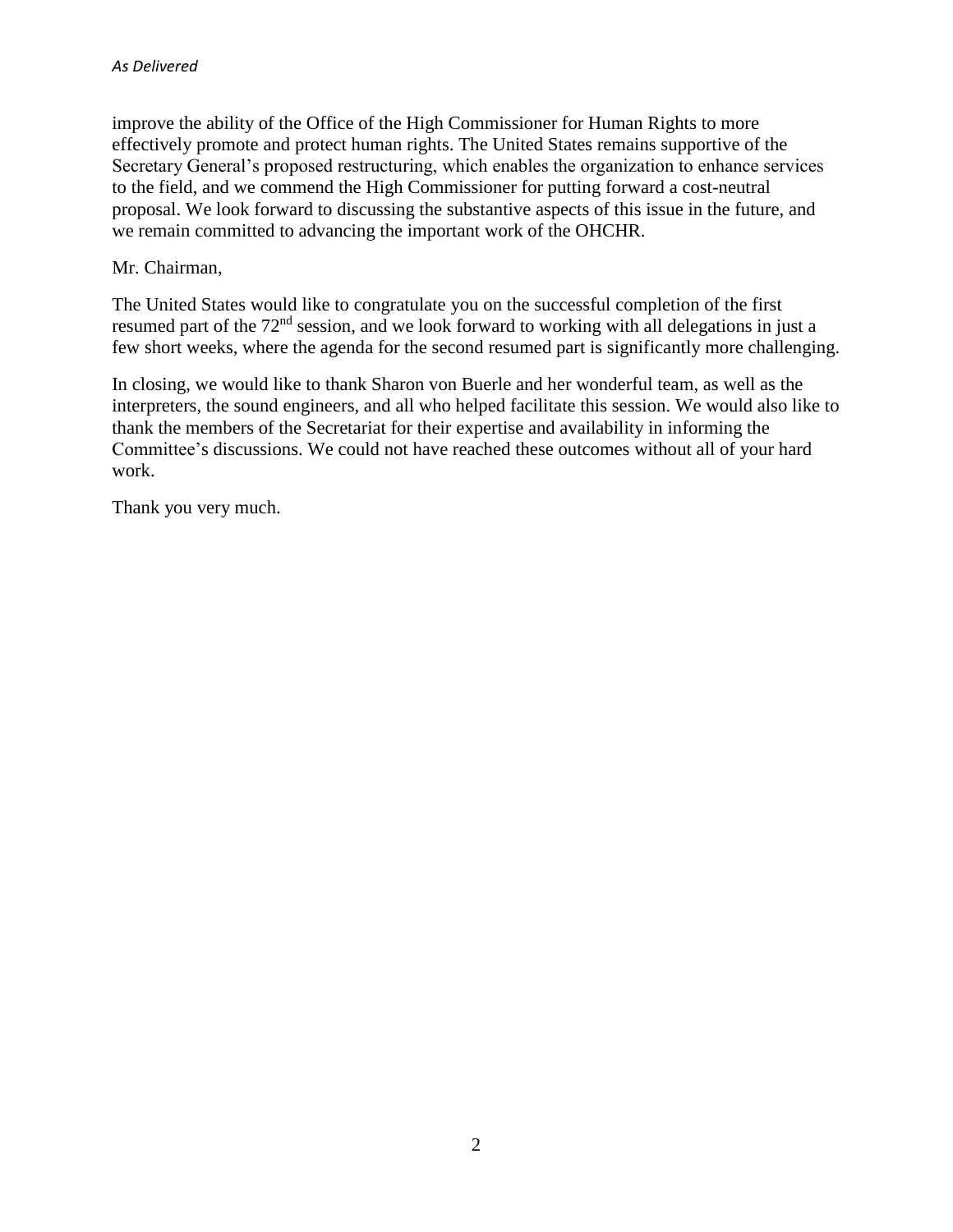improve the ability of the Office of the High Commissioner for Human Rights to more effectively promote and protect human rights. The United States remains supportive of the Secretary General's proposed restructuring, which enables the organization to enhance services to the field, and we commend the High Commissioner for putting forward a cost-neutral proposal. We look forward to discussing the substantive aspects of this issue in the future, and we remain committed to advancing the important work of the OHCHR.

Mr. Chairman,

The United States would like to congratulate you on the successful completion of the first resumed part of the 72nd session, and we look forward to working with all delegations in just a few short weeks, where the agenda for the second resumed part is significantly more challenging.

In closing, we would like to thank Sharon von Buerle and her wonderful team, as well as the interpreters, the sound engineers, and all who helped facilitate this session. We would also like to thank the members of the Secretariat for their expertise and availability in informing the Committee's discussions. We could not have reached these outcomes without all of your hard work.

Thank you very much.